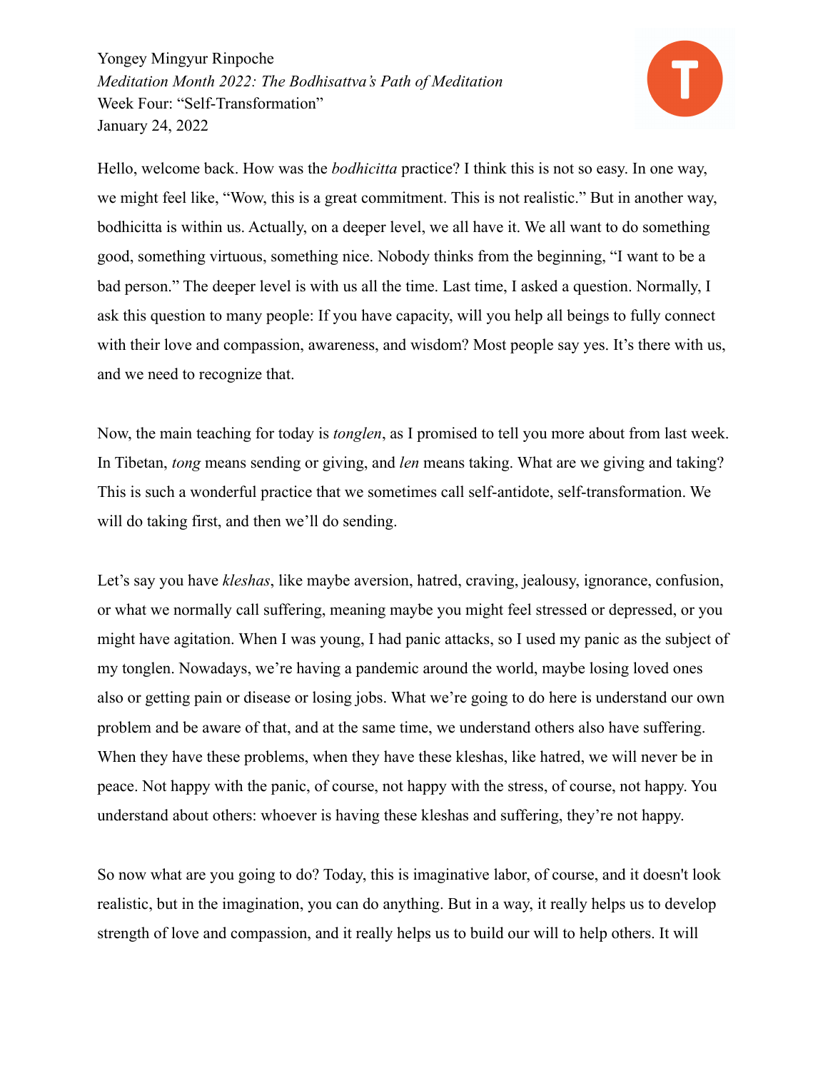Yongey Mingyur Rinpoche
*Meditation Month 2022: The Bodhisattva's Path of Meditation*
Week Four: "Self-Transformation"
January 24, 2022

Hello, welcome back. How was the *bodhicitta* practice? I think this is not so easy. In one way, we might feel like, "Wow, this is a great commitment. This is not realistic." But in another way, bodhicitta is within us. Actually, on a deeper level, we all have it. We all want to do something good, something virtuous, something nice. Nobody thinks from the beginning, "I want to be a bad person." The deeper level is with us all the time. Last time, I asked a question. Normally, I ask this question to many people: If you have capacity, will you help all beings to fully connect with their love and compassion, awareness, and wisdom? Most people say yes. It's there with us, and we need to recognize that.

Now, the main teaching for today is *tonglen*, as I promised to tell you more about from last week. In Tibetan, *tong* means sending or giving, and *len* means taking. What are we giving and taking? This is such a wonderful practice that we sometimes call self-antidote, self-transformation. We will do taking first, and then we'll do sending.

Let's say you have *kleshas*, like maybe aversion, hatred, craving, jealousy, ignorance, confusion, or what we normally call suffering, meaning maybe you might feel stressed or depressed, or you might have agitation. When I was young, I had panic attacks, so I used my panic as the subject of my tonglen. Nowadays, we're having a pandemic around the world, maybe losing loved ones also or getting pain or disease or losing jobs. What we're going to do here is understand our own problem and be aware of that, and at the same time, we understand others also have suffering. When they have these problems, when they have these kleshas, like hatred, we will never be in peace. Not happy with the panic, of course, not happy with the stress, of course, not happy. You understand about others: whoever is having these kleshas and suffering, they're not happy.

So now what are you going to do? Today, this is imaginative labor, of course, and it doesn't look realistic, but in the imagination, you can do anything. But in a way, it really helps us to develop strength of love and compassion, and it really helps us to build our will to help others. It will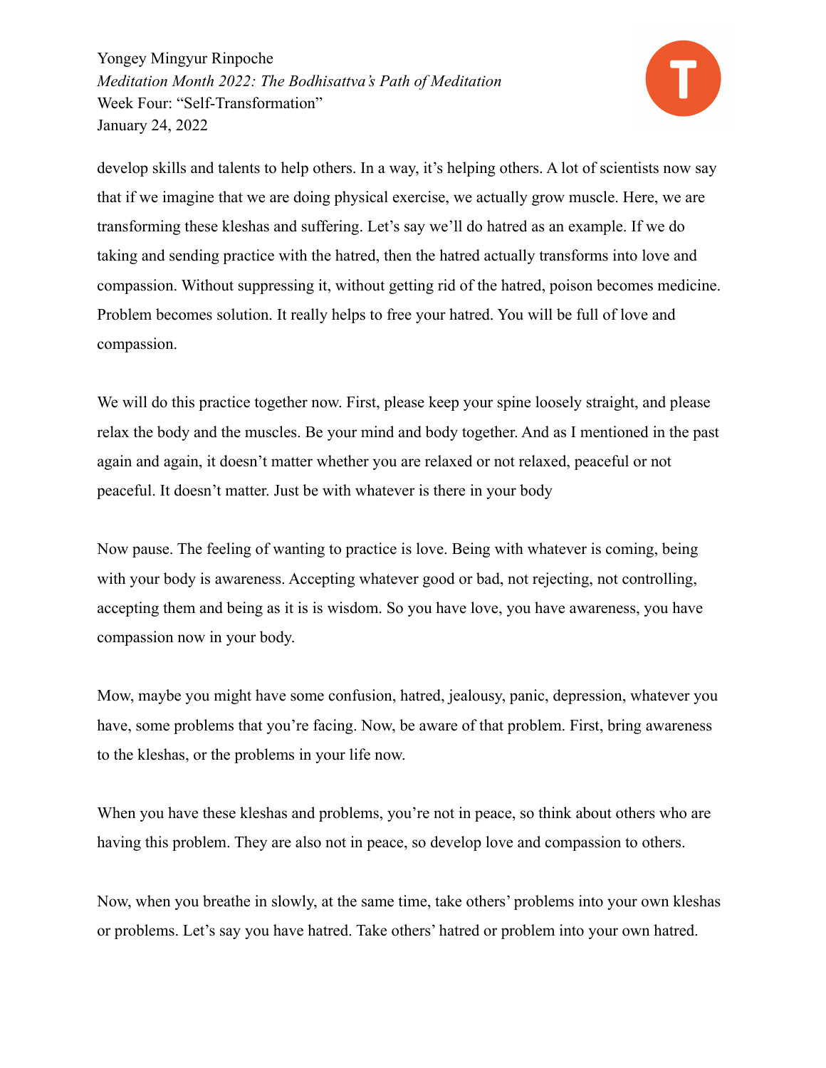develop skills and talents to help others. In a way, it's helping others. A lot of scientists now say that if we imagine that we are doing physical exercise, we actually grow muscle. Here, we are transforming these kleshas and suffering. Let's say we'll do hatred as an example. If we do taking and sending practice with the hatred, then the hatred actually transforms into love and compassion. Without suppressing it, without getting rid of the hatred, poison becomes medicine. Problem becomes solution. It really helps to free your hatred. You will be full of love and compassion.

We will do this practice together now. First, please keep your spine loosely straight, and please relax the body and the muscles. Be your mind and body together. And as I mentioned in the past again and again, it doesn't matter whether you are relaxed or not relaxed, peaceful or not peaceful. It doesn't matter. Just be with whatever is there in your body

Now pause. The feeling of wanting to practice is love. Being with whatever is coming, being with your body is awareness. Accepting whatever good or bad, not rejecting, not controlling, accepting them and being as it is is wisdom. So you have love, you have awareness, you have compassion now in your body.

Mow, maybe you might have some confusion, hatred, jealousy, panic, depression, whatever you have, some problems that you're facing. Now, be aware of that problem. First, bring awareness to the kleshas, or the problems in your life now.

When you have these kleshas and problems, you're not in peace, so think about others who are having this problem. They are also not in peace, so develop love and compassion to others.

Now, when you breathe in slowly, at the same time, take others' problems into your own kleshas or problems. Let's say you have hatred. Take others' hatred or problem into your own hatred.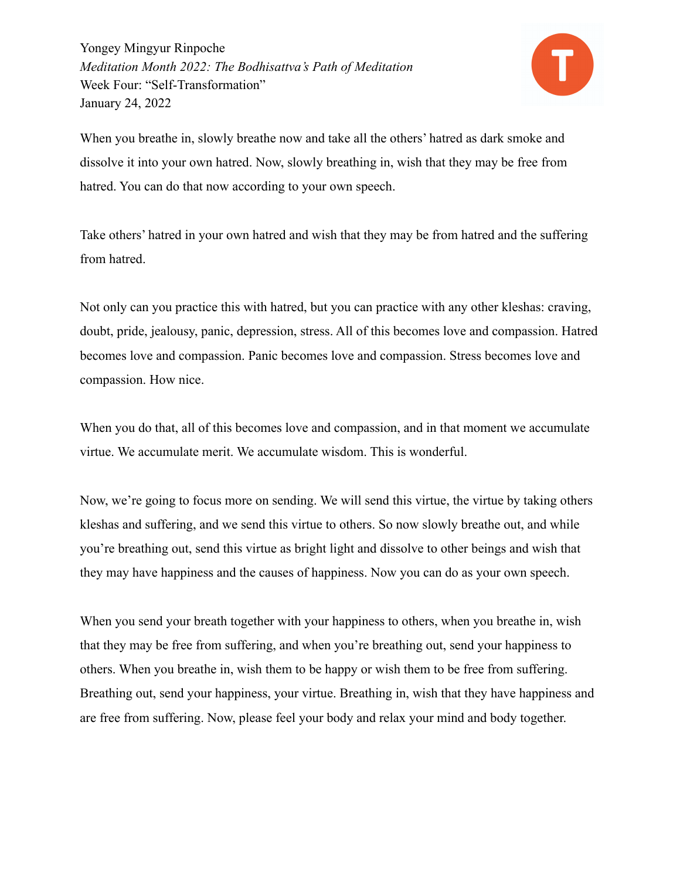When you breathe in, slowly breathe now and take all the others' hatred as dark smoke and dissolve it into your own hatred. Now, slowly breathing in, wish that they may be free from hatred. You can do that now according to your own speech.

Take others' hatred in your own hatred and wish that they may be from hatred and the suffering from hatred.

Not only can you practice this with hatred, but you can practice with any other kleshas: craving, doubt, pride, jealousy, panic, depression, stress. All of this becomes love and compassion. Hatred becomes love and compassion. Panic becomes love and compassion. Stress becomes love and compassion. How nice.

When you do that, all of this becomes love and compassion, and in that moment we accumulate virtue. We accumulate merit. We accumulate wisdom. This is wonderful.

Now, we're going to focus more on sending. We will send this virtue, the virtue by taking others kleshas and suffering, and we send this virtue to others. So now slowly breathe out, and while you're breathing out, send this virtue as bright light and dissolve to other beings and wish that they may have happiness and the causes of happiness. Now you can do as your own speech.

When you send your breath together with your happiness to others, when you breathe in, wish that they may be free from suffering, and when you're breathing out, send your happiness to others. When you breathe in, wish them to be happy or wish them to be free from suffering. Breathing out, send your happiness, your virtue. Breathing in, wish that they have happiness and are free from suffering. Now, please feel your body and relax your mind and body together.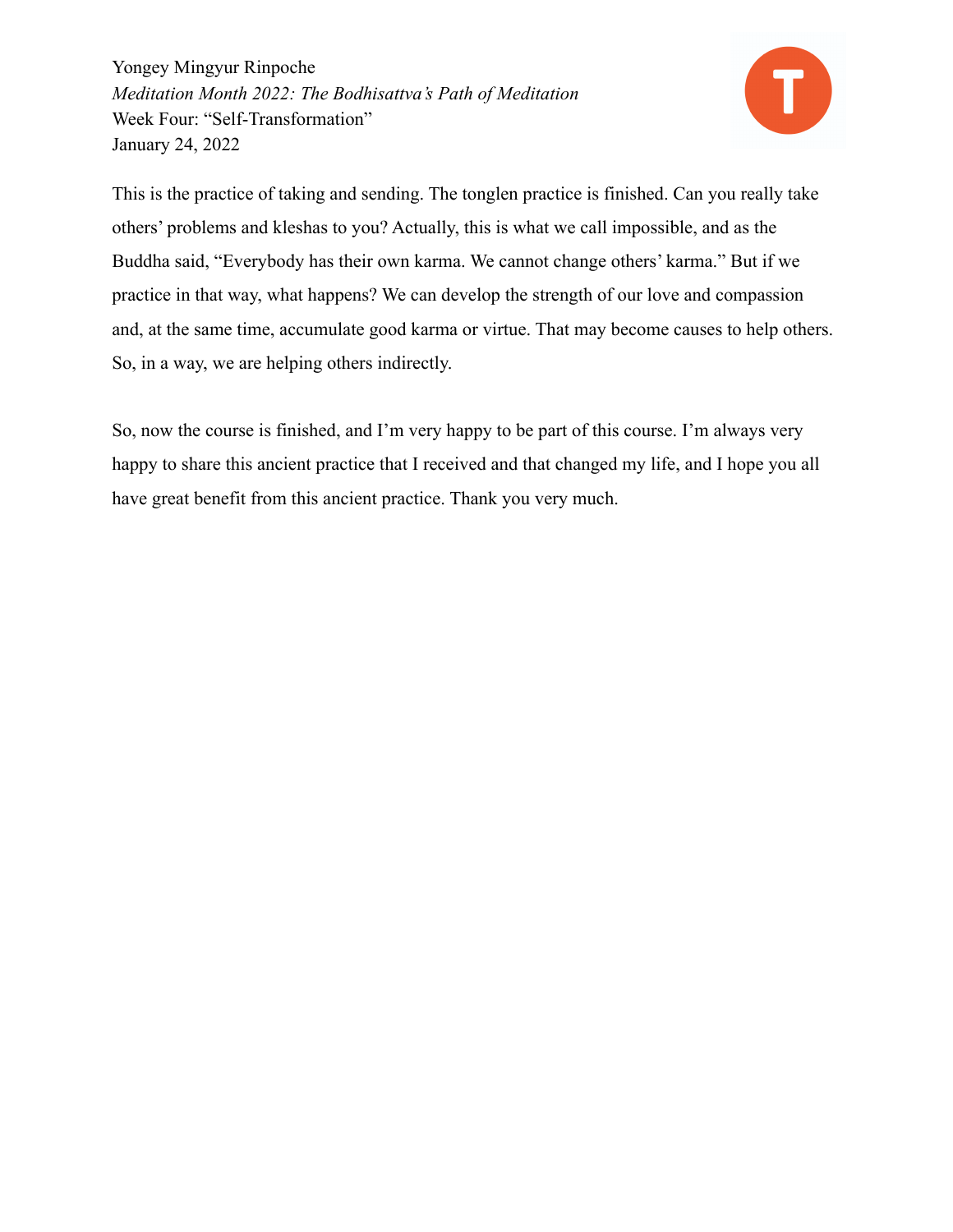This is the practice of taking and sending. The tonglen practice is finished. Can you really take others' problems and kleshas to you? Actually, this is what we call impossible, and as the Buddha said, "Everybody has their own karma. We cannot change others' karma." But if we practice in that way, what happens? We can develop the strength of our love and compassion and, at the same time, accumulate good karma or virtue. That may become causes to help others. So, in a way, we are helping others indirectly.

So, now the course is finished, and I'm very happy to be part of this course. I'm always very happy to share this ancient practice that I received and that changed my life, and I hope you all have great benefit from this ancient practice. Thank you very much.